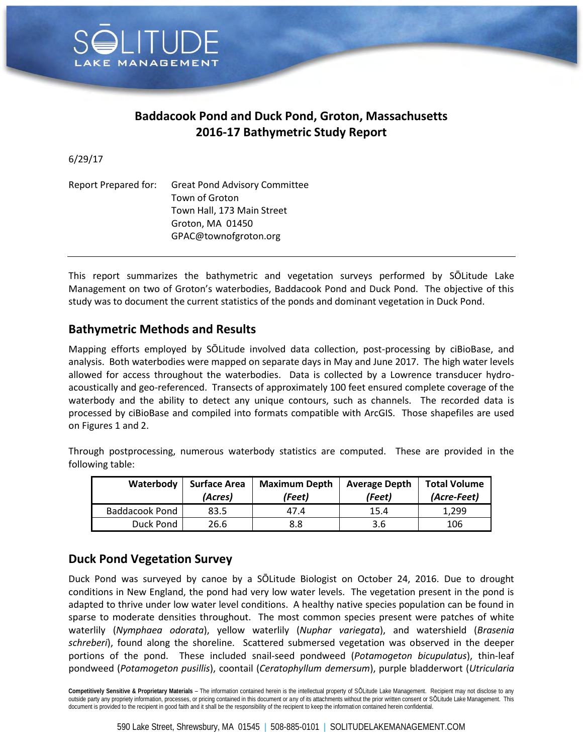# Baddacook Pond and Duck Pond, Groton, Massachusetts
# 2016-17 Bathymetric Study Report

6/29/17

Report Prepared for: Great Pond Advisory Committee
Town of Groton
Town Hall, 173 Main Street
Groton, MA 01450
GPAC@townofgroton.org

---

This report summarizes the bathymetric and vegetation surveys performed by SŌLitude Lake Management on two of Groton's waterbodies, Baddacook Pond and Duck Pond. The objective of this study was to document the current statistics of the ponds and dominant vegetation in Duck Pond.

## Bathymetric Methods and Results

Mapping efforts employed by SŌLitude involved data collection, post-processing by ciBioBase, and analysis. Both waterbodies were mapped on separate days in May and June 2017. The high water levels allowed for access throughout the waterbodies. Data is collected by a Lowrence transducer hydro-acoustically and geo-referenced. Transects of approximately 100 feet ensured complete coverage of the waterbody and the ability to detect any unique contours, such as channels. The recorded data is processed by ciBioBase and compiled into formats compatible with ArcGIS. Those shapefiles are used on Figures 1 and 2.

Through postprocessing, numerous waterbody statistics are computed. These are provided in the following table:

| Waterbody | Surface Area *(Acres)* | Maximum Depth *(Feet)* | Average Depth *(Feet)* | Total Volume *(Acre-Feet)* |
|---|---|---|---|---|
| Baddacook Pond | 83.5 | 47.4 | 15.4 | 1,299 |
| Duck Pond | 26.6 | 8.8 | 3.6 | 106 |

## Duck Pond Vegetation Survey

Duck Pond was surveyed by canoe by a SŌLitude Biologist on October 24, 2016. Due to drought conditions in New England, the pond had very low water levels. The vegetation present in the pond is adapted to thrive under low water level conditions. A healthy native species population can be found in sparse to moderate densities throughout. The most common species present were patches of white waterlily (*Nymphaea odorata*), yellow waterlily (*Nuphar variegata*), and watershield (*Brasenia schreberi*), found along the shoreline. Scattered submersed vegetation was observed in the deeper portions of the pond. These included snail-seed pondweed (*Potamogeton bicupulatus*), thin-leaf pondweed (*Potamogeton pusillis*), coontail (*Ceratophyllum demersum*), purple bladderwort (*Utricularia*

**Competitively Sensitive & Proprietary Materials** – The information contained herein is the intellectual property of SŌLitude Lake Management. Recipient may not disclose to any outside party any propriety information, processes, or pricing contained in this document or any of its attachments without the prior written consent or SŌLitude Lake Management. This document is provided to the recipient in good faith and it shall be the responsibility of the recipient to keep the information contained herein confidential.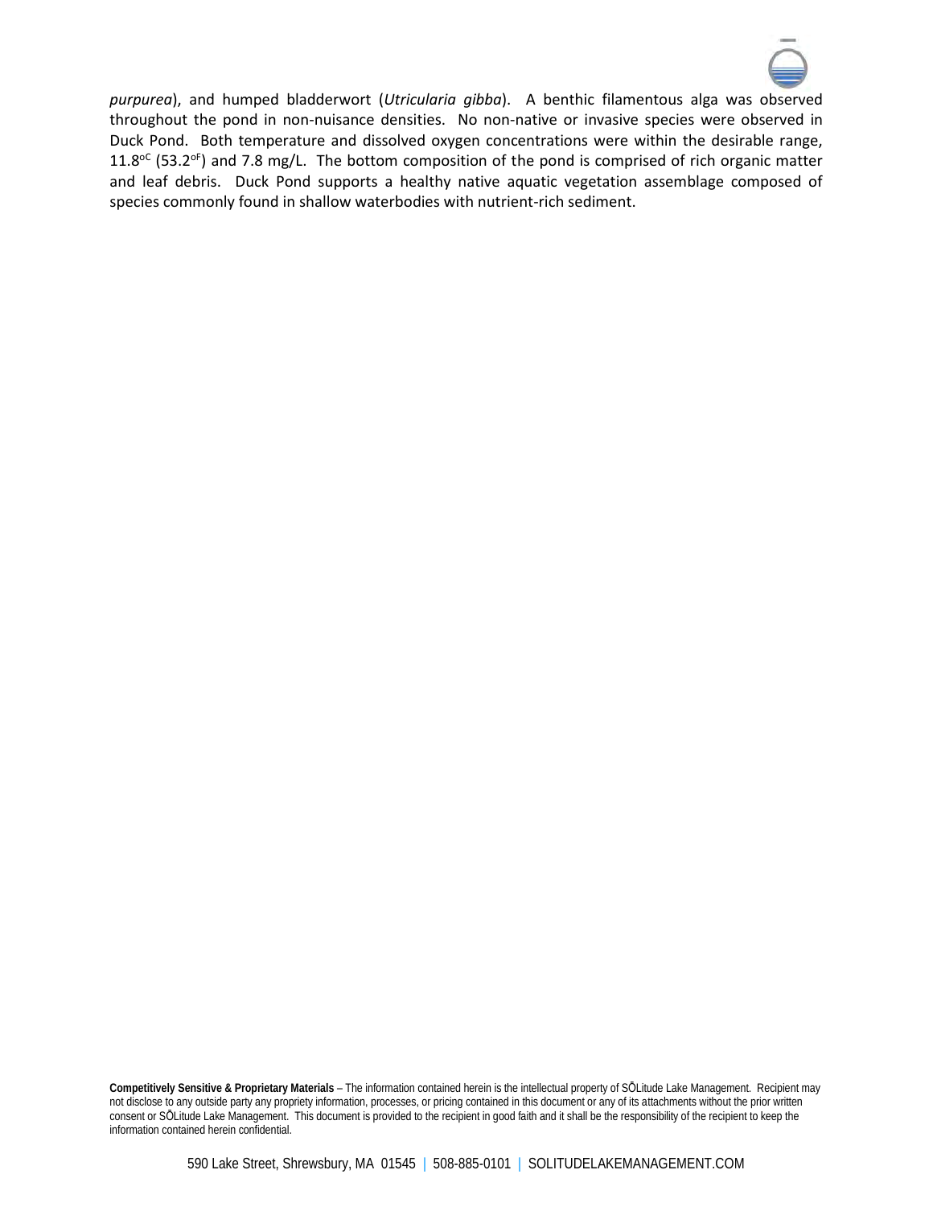*purpurea*), and humped bladderwort (*Utricularia gibba*). A benthic filamentous alga was observed throughout the pond in non-nuisance densities. No non-native or invasive species were observed in Duck Pond. Both temperature and dissolved oxygen concentrations were within the desirable range, 11.8$^{oC}$ (53.2$^{oF}$) and 7.8 mg/L. The bottom composition of the pond is comprised of rich organic matter and leaf debris. Duck Pond supports a healthy native aquatic vegetation assemblage composed of species commonly found in shallow waterbodies with nutrient-rich sediment.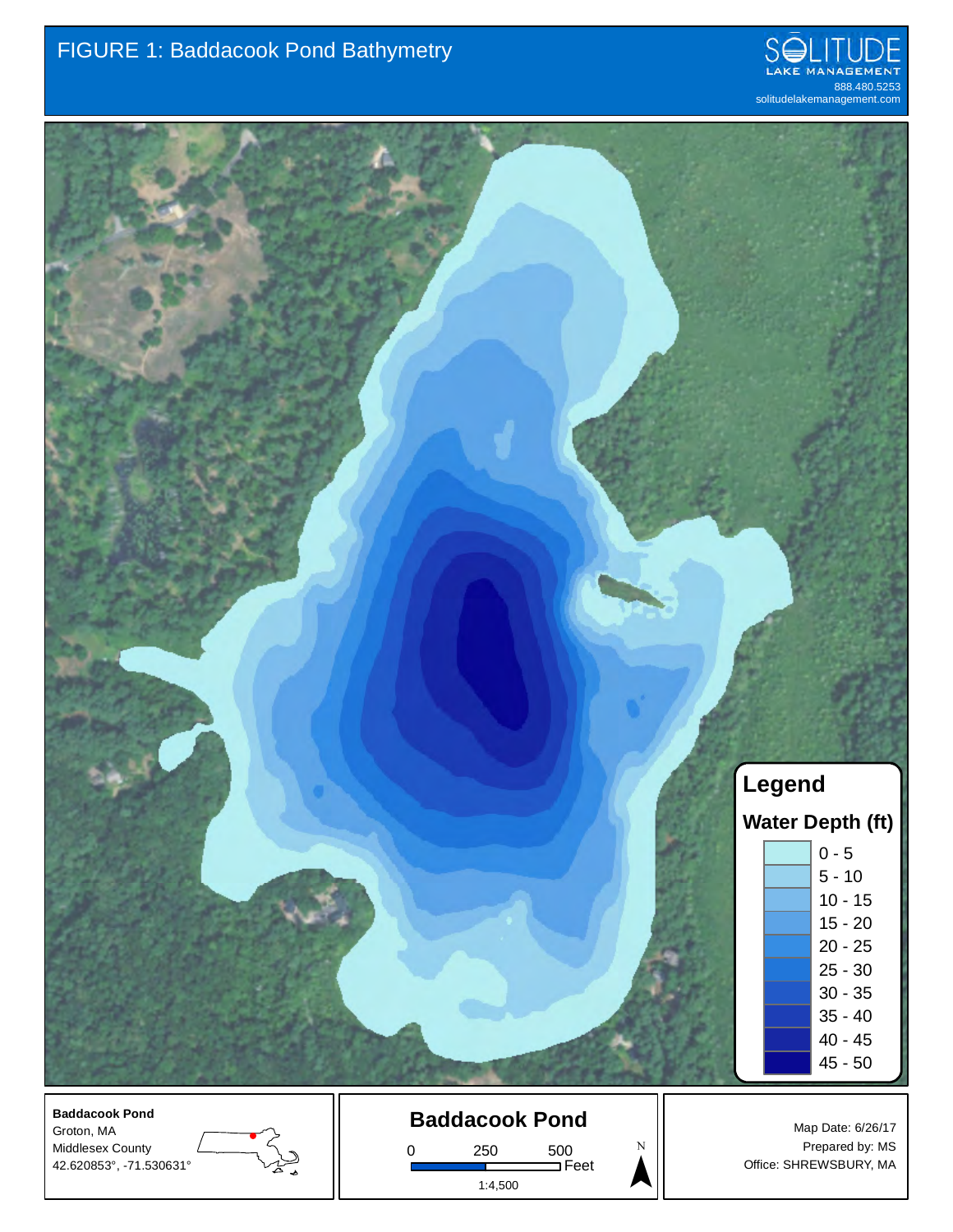# FIGURE 1: Baddacook Pond Bathymetry

SOLITUDE
LAKE MANAGEMENT
888.480.5253
solitudelakemanagement.com

**Legend**

**Water Depth (ft)**

- 0 - 5
- 5 - 10
- 10 - 15
- 15 - 20
- 20 - 25
- 25 - 30
- 30 - 35
- 35 - 40
- 40 - 45
- 45 - 50

**Baddacook Pond**
Groton, MA
Middlesex County
42.620853°, -71.530631°

**Baddacook Pond**

0 250 500 Feet

1:4,500

N

Map Date: 6/26/17
Prepared by: MS
Office: SHREWSBURY, MA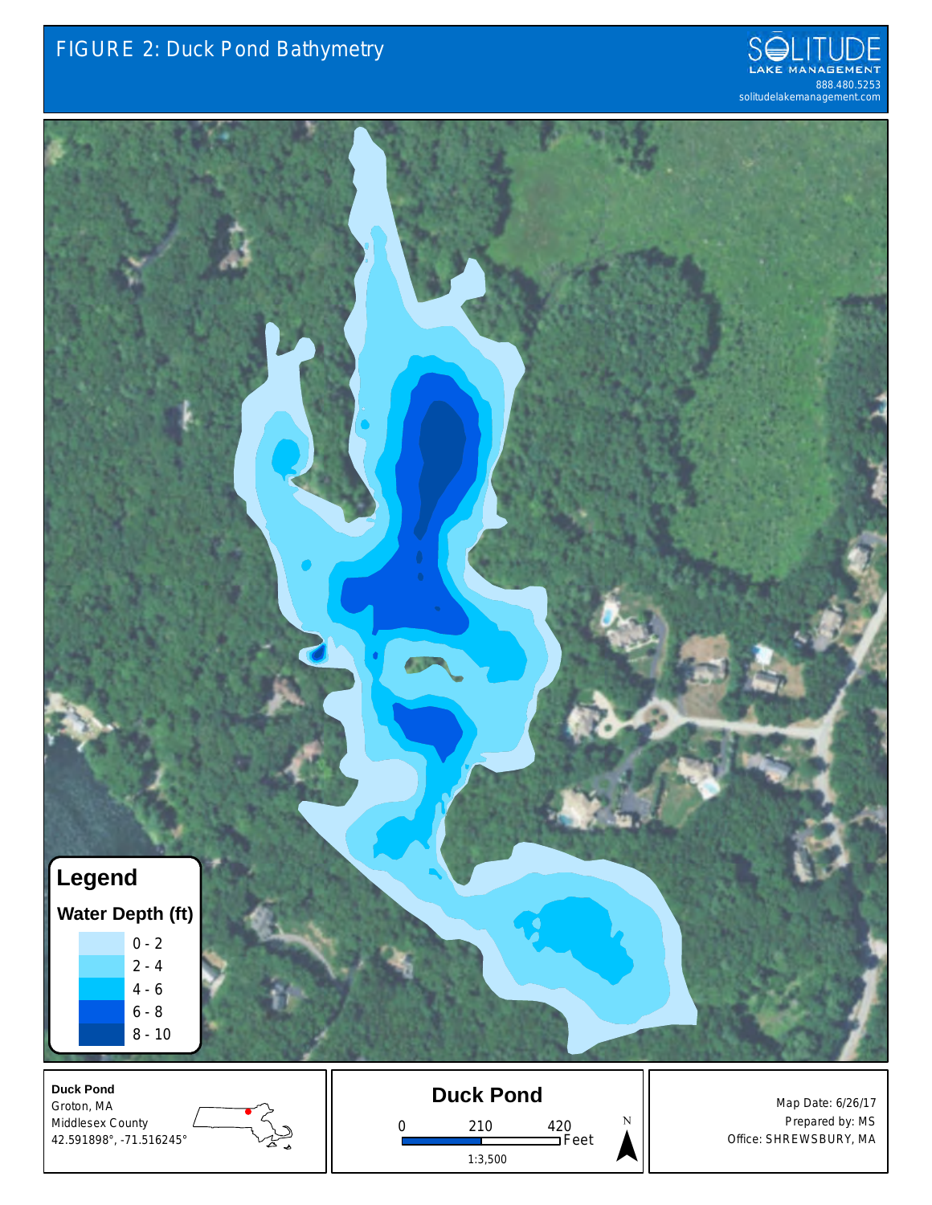# FIGURE 2: Duck Pond Bathymetry

SOLITUDE LAKE MANAGEMENT
888.480.5253
solitudelakemanagement.com

**Legend**

**Water Depth (ft)**

- 0 - 2
- 2 - 4
- 4 - 6
- 6 - 8
- 8 - 10

**Duck Pond**
Groton, MA
Middlesex County
42.591898°, -71.516245°

**Duck Pond**

0 210 420 Feet

1:3,500

N

Map Date: 6/26/17
Prepared by: MS
Office: SHREWSBURY, MA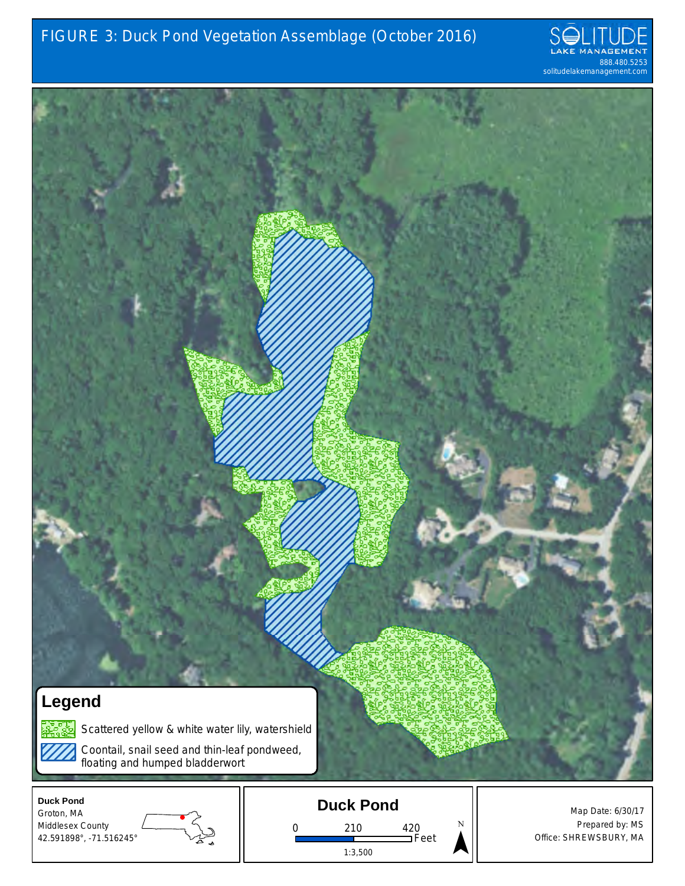# FIGURE 3: Duck Pond Vegetation Assemblage (October 2016)

SOLITUDE LAKE MANAGEMENT
888.480.5253
solitudelakemanagement.com

## Legend

Scattered yellow & white water lily, watershield

Coontail, snail seed and thin-leaf pondweed, floating and humped bladderwort

**Duck Pond**
Groton, MA
Middlesex County
42.591898°, -71.516245°

**Duck Pond**

0 210 420 Feet

1:3,500

N

Map Date: 6/30/17
Prepared by: MS
Office: SHREWSBURY, MA